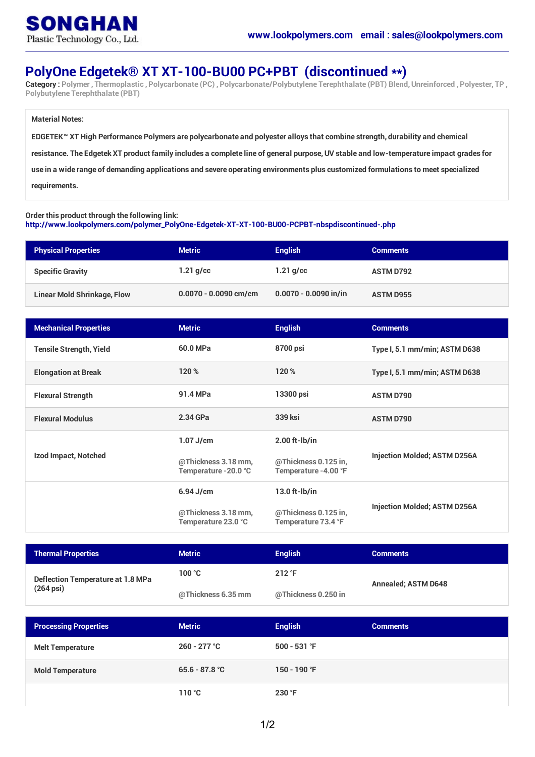SONGHAN
Plastic Technology Co., Ltd.

www.lookpolymers.com email : sales@lookpolymers.com

# PolyOne Edgetek® XT XT-100-BU00 PC+PBT (discontinued **)

**Category :** Polymer , Thermoplastic , Polycarbonate (PC) , Polycarbonate/Polybutylene Terephthalate (PBT) Blend, Unreinforced , Polyester, TP , Polybutylene Terephthalate (PBT)

**Material Notes:**

EDGETEK™ XT High Performance Polymers are polycarbonate and polyester alloys that combine strength, durability and chemical resistance. The Edgetek XT product family includes a complete line of general purpose, UV stable and low-temperature impact grades for use in a wide range of demanding applications and severe operating environments plus customized formulations to meet specialized requirements.

Order this product through the following link:
http://www.lookpolymers.com/polymer_PolyOne-Edgetek-XT-XT-100-BU00-PCPBT-nbspdiscontinued-.php

| Physical Properties | Metric | English | Comments |
|---|---|---|---|
| Specific Gravity | 1.21 g/cc | 1.21 g/cc | ASTM D792 |
| Linear Mold Shrinkage, Flow | 0.0070 - 0.0090 cm/cm | 0.0070 - 0.0090 in/in | ASTM D955 |

| Mechanical Properties | Metric | English | Comments |
|---|---|---|---|
| Tensile Strength, Yield | 60.0 MPa | 8700 psi | Type I, 5.1 mm/min; ASTM D638 |
| Elongation at Break | 120 % | 120 % | Type I, 5.1 mm/min; ASTM D638 |
| Flexural Strength | 91.4 MPa | 13300 psi | ASTM D790 |
| Flexural Modulus | 2.34 GPa | 339 ksi | ASTM D790 |
| Izod Impact, Notched | 1.07 J/cm @Thickness 3.18 mm, Temperature -20.0 °C | 2.00 ft-lb/in @Thickness 0.125 in, Temperature -4.00 °F | Injection Molded; ASTM D256A |
| | 6.94 J/cm @Thickness 3.18 mm, Temperature 23.0 °C | 13.0 ft-lb/in @Thickness 0.125 in, Temperature 73.4 °F | Injection Molded; ASTM D256A |

| Thermal Properties | Metric | English | Comments |
|---|---|---|---|
| Deflection Temperature at 1.8 MPa (264 psi) | 100 °C @Thickness 6.35 mm | 212 °F @Thickness 0.250 in | Annealed; ASTM D648 |

| Processing Properties | Metric | English | Comments |
|---|---|---|---|
| Melt Temperature | 260 - 277 °C | 500 - 531 °F | |
| Mold Temperature | 65.6 - 87.8 °C | 150 - 190 °F | |
| | 110 °C | 230 °F | |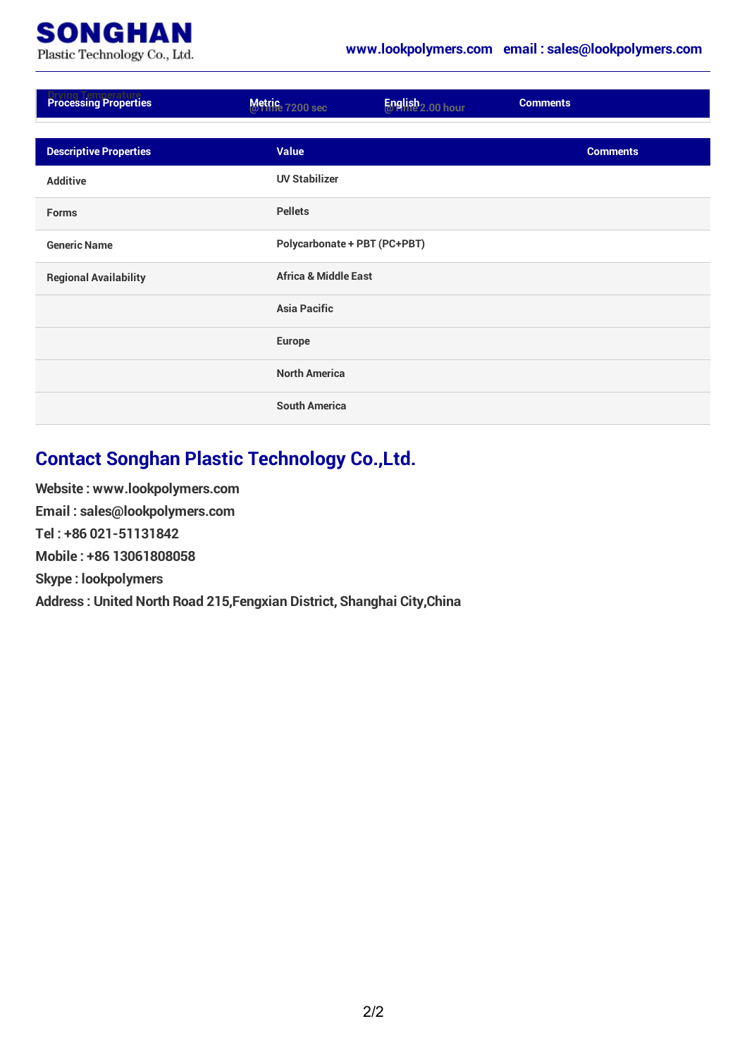| Processing Properties | Metric | English | Comments |
| --- | --- | --- | --- |
| Drying Temperature @Time | 7200 sec | 2.00 hour | |

| Descriptive Properties | Value | Comments |
| --- | --- | --- |
| Additive | UV Stabilizer | |
| Forms | Pellets | |
| Generic Name | Polycarbonate + PBT (PC+PBT) | |
| Regional Availability | Africa & Middle East | |
| | Asia Pacific | |
| | Europe | |
| | North America | |
| | South America | |

## Contact Songhan Plastic Technology Co.,Ltd.

**Website : www.lookpolymers.com**
**Email : sales@lookpolymers.com**
**Tel : +86 021-51131842**
**Mobile : +86 13061808058**
**Skype : lookpolymers**
**Address : United North Road 215,Fengxian District, Shanghai City,China**